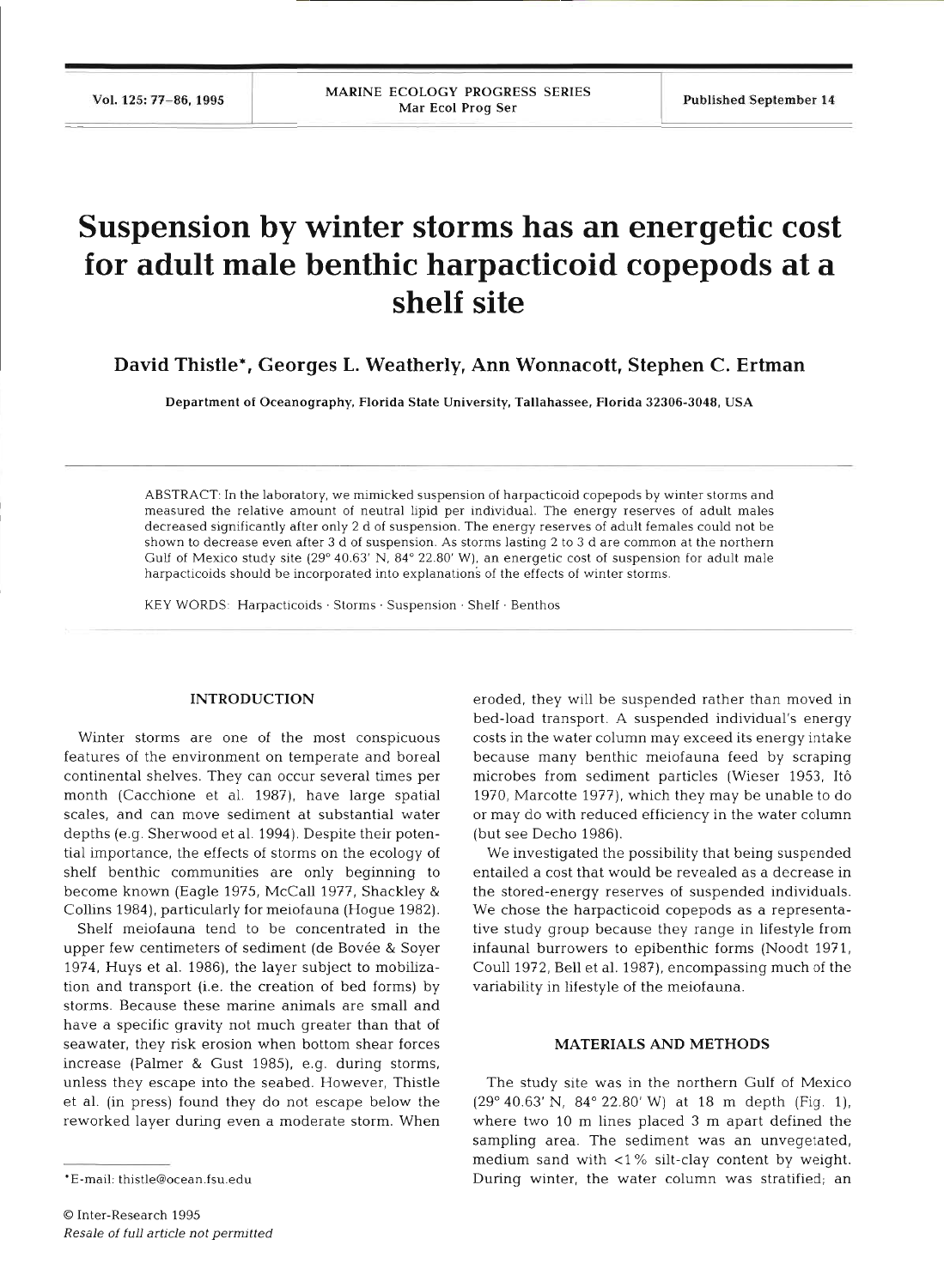# Suspension by winter storms has an energetic cost for adult male benthic harpacticoid copepods at a shelf site

**David Thistle*, Georges L. Weatherly, Ann Wonnacott, Stephen C. Ertman**

Department of Oceanography, Florida State University, Tallahassee, Florida 32306-3048, USA

ABSTRACT: In the laboratory, we mimicked suspension of harpacticoid copepods by winter storms and measured the relative amount of neutral lipid per individual. The energy reserves of adult males decreased significantly after only 2 d of suspension. The energy reserves of adult females could not be shown to decrease even after 3 d of suspension. As storms lasting 2 to 3 d are common at the northern Gulf of Mexico study site (29° 40.63' N, 84° 22.80' W), an energetic cost of suspension for adult male harpacticoids should be incorporated into explanations of the effects of winter storms.

KEY WORDS: Harpacticoids · Storms · Suspension · Shelf · Benthos

## INTRODUCTION

Winter storms are one of the most conspicuous features of the environment on temperate and boreal continental shelves. They can occur several times per month (Cacchione et al. 1987), have large spatial scales, and can move sediment at substantial water depths (e.g. Sherwood et al. 1994). Despite their potential importance, the effects of storms on the ecology of shelf benthic communities are only beginning to become known (Eagle 1975, McCall 1977, Shackley & Collins 1984), particularly for meiofauna (Hogue 1982).

Shelf meiofauna tend to be concentrated in the upper few centimeters of sediment (de Bovée & Soyer 1974, Huys et al. 1986), the layer subject to mobilization and transport (i.e. the creation of bed forms) by storms. Because these marine animals are small and have a specific gravity not much greater than that of seawater, they risk erosion when bottom shear forces increase (Palmer & Gust 1985), e.g. during storms, unless they escape into the seabed. However, Thistle et al. (in press) found they do not escape below the reworked layer during even a moderate storm. When eroded, they will be suspended rather than moved in bed-load transport. A suspended individual's energy costs in the water column may exceed its energy intake because many benthic meiofauna feed by scraping microbes from sediment particles (Wieser 1953, Itô 1970, Marcotte 1977), which they may be unable to do or may do with reduced efficiency in the water column (but see Decho 1986).

We investigated the possibility that being suspended entailed a cost that would be revealed as a decrease in the stored-energy reserves of suspended individuals. We chose the harpacticoid copepods as a representative study group because they range in lifestyle from infaunal burrowers to epibenthic forms (Noodt 1971, Coull 1972, Bell et al. 1987), encompassing much of the variability in lifestyle of the meiofauna.

## MATERIALS AND METHODS

The study site was in the northern Gulf of Mexico (29° 40.63' N, 84° 22.80' W) at 18 m depth (Fig. 1), where two 10 m lines placed 3 m apart defined the sampling area. The sediment was an unvegetated, medium sand with <1% silt-clay content by weight. During winter, the water column was stratified; an

*E-mail: thistle@ocean.fsu.edu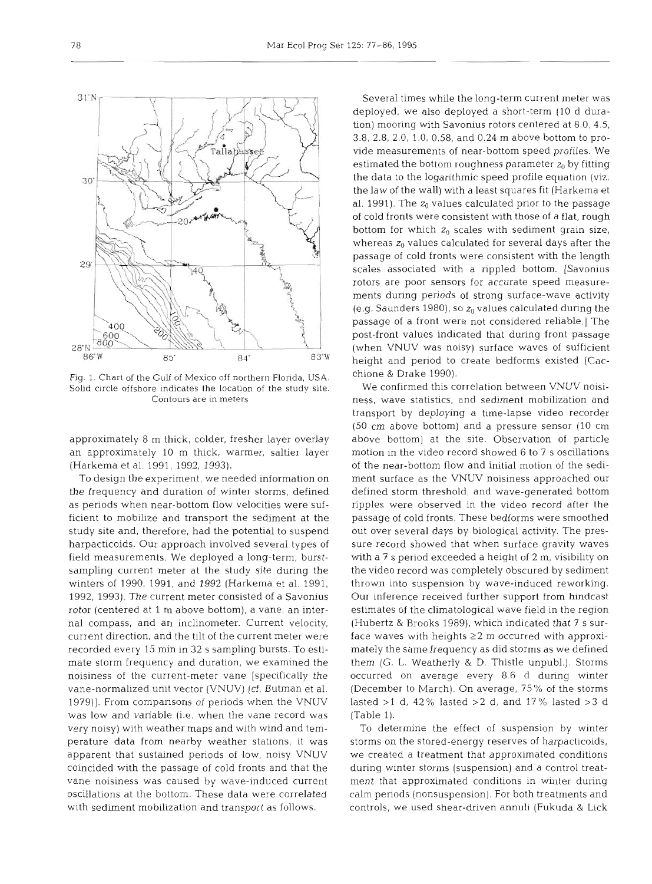Fig. 1. Chart of the Gulf of Mexico off northern Florida, USA. Solid circle offshore indicates the location of the study site. Contours are in meters

approximately 8 m thick, colder, fresher layer overlay an approximately 10 m thick, warmer, saltier layer (Harkema et al. 1991, 1992, 1993).

To design the experiment, we needed information on the frequency and duration of winter storms, defined as periods when near-bottom flow velocities were sufficient to mobilize and transport the sediment at the study site and, therefore, had the potential to suspend harpacticoids. Our approach involved several types of field measurements. We deployed a long-term, burst-sampling current meter at the study site during the winters of 1990, 1991, and 1992 (Harkema et al. 1991, 1992, 1993). The current meter consisted of a Savonius rotor (centered at 1 m above bottom), a vane, an internal compass, and an inclinometer. Current velocity, current direction, and the tilt of the current meter were recorded every 15 min in 32 s sampling bursts. To estimate storm frequency and duration, we examined the noisiness of the current-meter vane [specifically the vane-normalized unit vector (VNUV) (cf. Butman et al. 1979)]. From comparisons of periods when the VNUV was low and variable (i.e. when the vane record was very noisy) with weather maps and with wind and temperature data from nearby weather stations, it was apparent that sustained periods of low, noisy VNUV coincided with the passage of cold fronts and that the vane noisiness was caused by wave-induced current oscillations at the bottom. These data were correlated with sediment mobilization and transport as follows.

Several times while the long-term current meter was deployed, we also deployed a short-term (10 d duration) mooring with Savonius rotors centered at 8.0, 4.5, 3.8, 2.8, 2.0, 1.0, 0.58, and 0.24 m above bottom to provide measurements of near-bottom speed profiles. We estimated the bottom roughness parameter $z_0$ by fitting the data to the logarithmic speed profile equation (viz. the law of the wall) with a least squares fit (Harkema et al. 1991). The $z_0$ values calculated prior to the passage of cold fronts were consistent with those of a flat, rough bottom for which $z_0$ scales with sediment grain size, whereas $z_0$ values calculated for several days after the passage of cold fronts were consistent with the length scales associated with a rippled bottom. [Savonius rotors are poor sensors for accurate speed measurements during periods of strong surface-wave activity (e.g. Saunders 1980), so $z_0$ values calculated during the passage of a front were not considered reliable.] The post-front values indicated that during front passage (when VNUV was noisy) surface waves of sufficient height and period to create bedforms existed (Cacchione & Drake 1990).

We confirmed this correlation between VNUV noisiness, wave statistics, and sediment mobilization and transport by deploying a time-lapse video recorder (50 cm above bottom) and a pressure sensor (10 cm above bottom) at the site. Observation of particle motion in the video record showed 6 to 7 s oscillations of the near-bottom flow and initial motion of the sediment surface as the VNUV noisiness approached our defined storm threshold, and wave-generated bottom ripples were observed in the video record after the passage of cold fronts. These bedforms were smoothed out over several days by biological activity. The pressure record showed that when surface gravity waves with a 7 s period exceeded a height of 2 m, visibility on the video record was completely obscured by sediment thrown into suspension by wave-induced reworking. Our inference received further support from hindcast estimates of the climatological wave field in the region (Hubertz & Brooks 1989), which indicated that 7 s surface waves with heights ≥2 m occurred with approximately the same frequency as did storms as we defined them (G. L. Weatherly & D. Thistle unpubl.). Storms occurred on average every 8.6 d during winter (December to March). On average, 75% of the storms lasted >1 d, 42% lasted >2 d, and 17% lasted >3 d (Table 1).

To determine the effect of suspension by winter storms on the stored-energy reserves of harpacticoids, we created a treatment that approximated conditions during winter storms (suspension) and a control treatment that approximated conditions in winter during calm periods (nonsuspension). For both treatments and controls, we used shear-driven annuli (Fukuda & Lick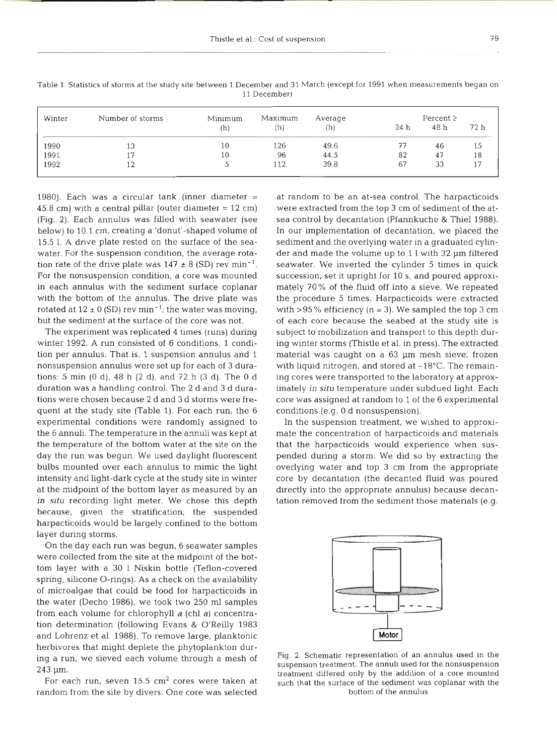Table 1. Statistics of storms at the study site between 1 December and 31 March (except for 1991 when measurements began on 11 December)

| Winter | Number of storms | Minimum (h) | Maximum (h) | Average (h) | Percent ≥ 24 h | Percent ≥ 48 h | Percent ≥ 72 h |
|---|---|---|---|---|---|---|---|
| 1990 | 13 | 10 | 126 | 49.6 | 77 | 46 | 15 |
| 1991 | 17 | 10 | 96 | 44.5 | 82 | 47 | 18 |
| 1992 | 12 | 5 | 112 | 39.8 | 67 | 33 | 17 |

1980). Each was a circular tank (inner diameter = 45.8 cm) with a central pillar (outer diameter = 12 cm) (Fig. 2). Each annulus was filled with seawater (see below) to 10.1 cm, creating a 'donut'-shaped volume of 15.5 l. A drive plate rested on the surface of the seawater. For the suspension condition, the average rotation rate of the drive plate was 147 ± 8 (SD) rev min$^{-1}$. For the nonsuspension condition, a core was mounted in each annulus with the sediment surface coplanar with the bottom of the annulus. The drive plate was rotated at 12 ± 0 (SD) rev min$^{-1}$; the water was moving, but the sediment at the surface of the core was not.

The experiment was replicated 4 times (runs) during winter 1992. A run consisted of 6 conditions, 1 condition per annulus. That is, 1 suspension annulus and 1 nonsuspension annulus were set up for each of 3 durations: 5 min (0 d), 48 h (2 d), and 72 h (3 d). The 0 d duration was a handling control. The 2 d and 3 d durations were chosen because 2 d and 3 d storms were frequent at the study site (Table 1). For each run, the 6 experimental conditions were randomly assigned to the 6 annuli. The temperature in the annuli was kept at the temperature of the bottom water at the site on the day the run was begun. We used daylight fluorescent bulbs mounted over each annulus to mimic the light intensity and light-dark cycle at the study site in winter at the midpoint of the bottom layer as measured by an *in situ* recording light meter. We chose this depth because, given the stratification, the suspended harpacticoids would be largely confined to the bottom layer during storms.

On the day each run was begun, 6 seawater samples were collected from the site at the midpoint of the bottom layer with a 30 l Niskin bottle (Teflon-covered spring, silicone O-rings). As a check on the availability of microalgae that could be food for harpacticoids in the water (Decho 1986), we took two 250 ml samples from each volume for chlorophyll *a* (chl *a*) concentration determination (following Evans & O'Reilly 1983 and Lohrenz et al. 1988). To remove large, planktonic herbivores that might deplete the phytoplankton during a run, we sieved each volume through a mesh of 243 µm.

For each run, seven 15.5 cm$^2$ cores were taken at random from the site by divers. One core was selected at random to be an at-sea control. The harpacticoids were extracted from the top 3 cm of sediment of the at-sea control by decantation (Pfannkuche & Thiel 1988). In our implementation of decantation, we placed the sediment and the overlying water in a graduated cylinder and made the volume up to 1 l with 32 µm filtered seawater. We inverted the cylinder 5 times in quick succession, set it upright for 10 s, and poured approximately 70% of the fluid off into a sieve. We repeated the procedure 5 times. Harpacticoids were extracted with >95% efficiency (n = 3). We sampled the top 3 cm of each core because the seabed at the study site is subject to mobilization and transport to this depth during winter storms (Thistle et al. in press). The extracted material was caught on a 63 µm mesh sieve, frozen with liquid nitrogen, and stored at −18°C. The remaining cores were transported to the laboratory at approximately *in situ* temperature under subdued light. Each core was assigned at random to 1 of the 6 experimental conditions (e.g. 0 d nonsuspension).

In the suspension treatment, we wished to approximate the concentration of harpacticoids and materials that the harpacticoids would experience when suspended during a storm. We did so by extracting the overlying water and top 3 cm from the appropriate core by decantation (the decanted fluid was poured directly into the appropriate annulus) because decantation removed from the sediment those materials (e.g.

Fig. 2. Schematic representation of an annulus used in the suspension treatment. The annuli used for the nonsuspension treatment differed only by the addition of a core mounted such that the surface of the sediment was coplanar with the bottom of the annulus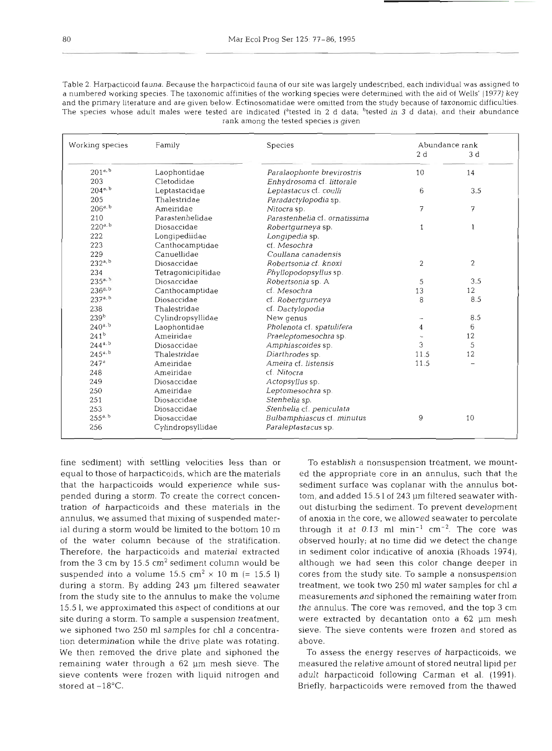Table 2. Harpacticoid fauna. Because the harpacticoid fauna of our site was largely undescribed, each individual was assigned to a numbered working species. The taxonomic affinities of the working species were determined with the aid of Wells' (1977) key and the primary literature and are given below. Ectinosomatidae were omitted from the study because of taxonomic difficulties. The species whose adult males were tested are indicated ([a]tested in 2 d data; [b]tested in 3 d data), and their abundance rank among the tested species is given

| Working species | Family | Species | Abundance rank | |
|---|---|---|---|---|
| | | | 2 d | 3 d |
| 201[a, b] | Laophontidae | *Paralaophonte brevirostris* | 10 | 14 |
| 203 | Cletodidae | *Enhydrosoma* cf. *littorale* | | |
| 204[a, b] | Leptastacidae | *Leptastacus* cf. *coulli* | 6 | 3.5 |
| 205 | Thalestridae | *Paradactylopodia* sp. | | |
| 206[a, b] | Ameiridae | *Nitocra* sp. | 7 | 7 |
| 210 | Parastenhelidae | *Parastenhelia* cf. *ornatissima* | | |
| 220[a, b] | Diosaccidae | *Robertgurneya* sp. | 1 | 1 |
| 222 | Longipediidae | *Longipedia* sp. | | |
| 223 | Canthocamptidae | cf. *Mesochra* | | |
| 229 | Canuellidae | *Coullana canadensis* | | |
| 232[a, b] | Diosaccidae | *Robertsonia* cf. *knoxi* | 2 | 2 |
| 234 | Tetragonicipitidae | *Phyllopodopsyllus* sp. | | |
| 235[a, b] | Diosaccidae | *Robertsonia* sp. A | 5 | 3.5 |
| 236[a, b] | Canthocamptidae | cf. *Mesochra* | 13 | 12 |
| 237[a, b] | Diosaccidae | cf. *Robertgurneya* | 8 | 8.5 |
| 238 | Thalestridae | cf. *Dactylopodia* | | |
| 239[b] | Cylindropsyllidae | New genus | – | 8.5 |
| 240[a, b] | Laophontidae | *Pholenota* cf. *spatulifera* | 4 | 6 |
| 241[b] | Ameiridae | *Praeleptomesochra* sp. | – | 12 |
| 244[a, b] | Diosaccidae | *Amphiascoides* sp. | 3 | 5 |
| 245[a, b] | Thalestridae | *Diarthrodes* sp. | 11.5 | 12 |
| 247[a] | Ameiridae | *Ameira* cf. *listensis* | 11.5 | – |
| 248 | Ameiridae | cf. *Nitocra* | | |
| 249 | Diosaccidae | *Actopsyllus* sp. | | |
| 250 | Ameiridae | *Leptomesochra* sp. | | |
| 251 | Diosaccidae | *Stenhelia* sp. | | |
| 253 | Diosaccidae | *Stenhelia* cf. *peniculata* | | |
| 255[a, b] | Diosaccidae | *Bulbamphiascus* cf. *minutus* | 9 | 10 |
| 256 | Cylindropsyllidae | *Paraleptastacus* sp. | | |

fine sediment) with settling velocities less than or equal to those of harpacticoids, which are the materials that the harpacticoids would experience while suspended during a storm. To create the correct concentration of harpacticoids and these materials in the annulus, we assumed that mixing of suspended material during a storm would be limited to the bottom 10 m of the water column because of the stratification. Therefore, the harpacticoids and material extracted from the 3 cm by 15.5 $cm^2$ sediment column would be suspended into a volume 15.5 $cm^2 \times 10$ m (= 15.5 l) during a storm. By adding 243 µm filtered seawater from the study site to the annulus to make the volume 15.5 l, we approximated this aspect of conditions at our site during a storm. To sample a suspension treatment, we siphoned two 250 ml samples for chl *a* concentration determination while the drive plate was rotating. We then removed the drive plate and siphoned the remaining water through a 62 µm mesh sieve. The sieve contents were frozen with liquid nitrogen and stored at −18°C.

To establish a nonsuspension treatment, we mounted the appropriate core in an annulus, such that the sediment surface was coplanar with the annulus bottom, and added 15.5 l of 243 µm filtered seawater without disturbing the sediment. To prevent development of anoxia in the core, we allowed seawater to percolate through it at 0.13 ml $min^{-1}$ $cm^{-2}$. The core was observed hourly; at no time did we detect the change in sediment color indicative of anoxia (Rhoads 1974), although we had seen this color change deeper in cores from the study site. To sample a nonsuspension treatment, we took two 250 ml water samples for chl *a* measurements and siphoned the remaining water from the annulus. The core was removed, and the top 3 cm were extracted by decantation onto a 62 µm mesh sieve. The sieve contents were frozen and stored as above.

To assess the energy reserves of harpacticoids, we measured the relative amount of stored neutral lipid per adult harpacticoid following Carman et al. (1991). Briefly, harpacticoids were removed from the thawed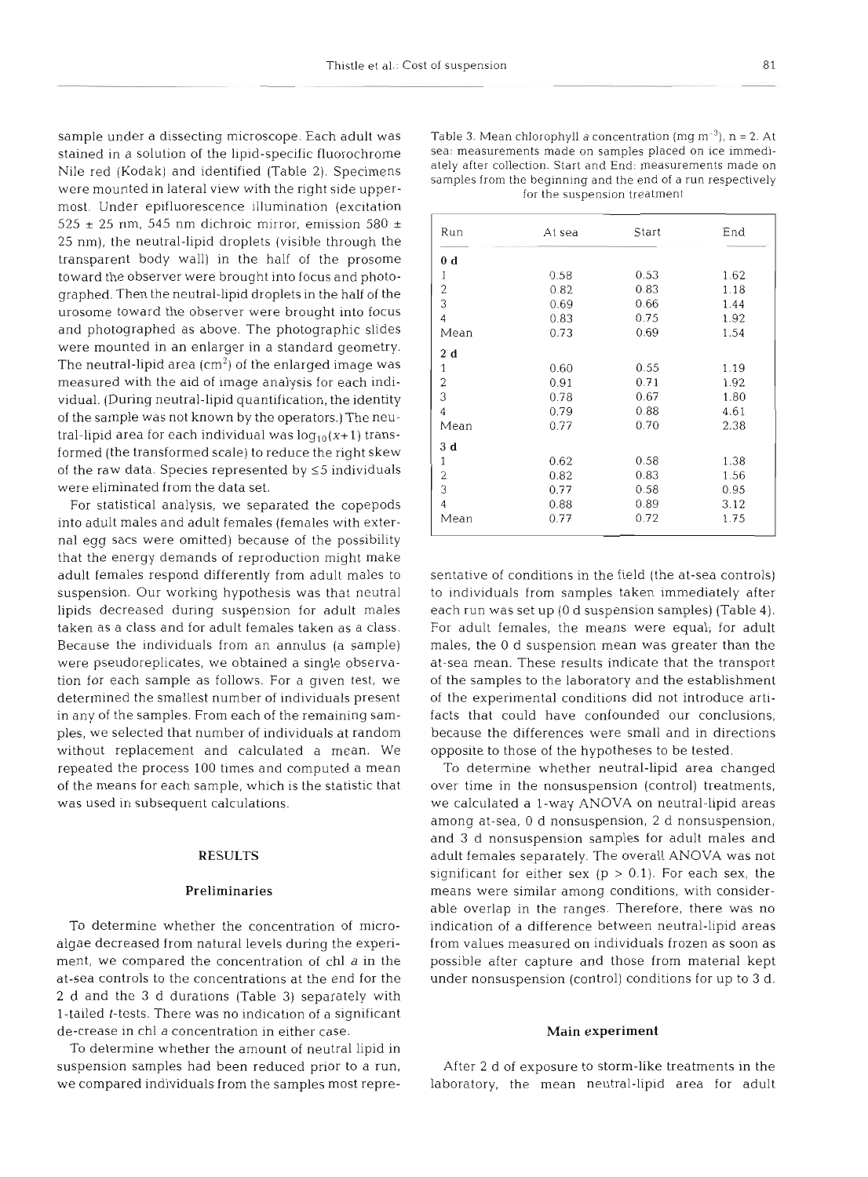sample under a dissecting microscope. Each adult was stained in a solution of the lipid-specific fluorochrome Nile red (Kodak) and identified (Table 2). Specimens were mounted in lateral view with the right side uppermost. Under epifluorescence illumination (excitation 525 ± 25 nm, 545 nm dichroic mirror, emission 580 ± 25 nm), the neutral-lipid droplets (visible through the transparent body wall) in the half of the prosome toward the observer were brought into focus and photographed. Then the neutral-lipid droplets in the half of the urosome toward the observer were brought into focus and photographed as above. The photographic slides were mounted in an enlarger in a standard geometry. The neutral-lipid area ($cm^2$) of the enlarged image was measured with the aid of image analysis for each individual. (During neutral-lipid quantification, the identity of the sample was not known by the operators.) The neutral-lipid area for each individual was $\log_{10}(x+1)$ transformed (the transformed scale) to reduce the right skew of the raw data. Species represented by ≤5 individuals were eliminated from the data set.

For statistical analysis, we separated the copepods into adult males and adult females (females with external egg sacs were omitted) because of the possibility that the energy demands of reproduction might make adult females respond differently from adult males to suspension. Our working hypothesis was that neutral lipids decreased during suspension for adult males taken as a class and for adult females taken as a class. Because the individuals from an annulus (a sample) were pseudoreplicates, we obtained a single observation for each sample as follows. For a given test, we determined the smallest number of individuals present in any of the samples. From each of the remaining samples, we selected that number of individuals at random without replacement and calculated a mean. We repeated the process 100 times and computed a mean of the means for each sample, which is the statistic that was used in subsequent calculations.

## RESULTS

### Preliminaries

To determine whether the concentration of microalgae decreased from natural levels during the experiment, we compared the concentration of chl *a* in the at-sea controls to the concentrations at the end for the 2 d and the 3 d durations (Table 3) separately with 1-tailed *t*-tests. There was no indication of a significant de-crease in chl *a* concentration in either case.

To determine whether the amount of neutral lipid in suspension samples had been reduced prior to a run, we compared individuals from the samples most representative of conditions in the field (the at-sea controls) to individuals from samples taken immediately after each run was set up (0 d suspension samples) (Table 4). For adult females, the means were equal; for adult males, the 0 d suspension mean was greater than the at-sea mean. These results indicate that the transport of the samples to the laboratory and the establishment of the experimental conditions did not introduce artifacts that could have confounded our conclusions, because the differences were small and in directions opposite to those of the hypotheses to be tested.

To determine whether neutral-lipid area changed over time in the nonsuspension (control) treatments, we calculated a 1-way ANOVA on neutral-lipid areas among at-sea, 0 d nonsuspension, 2 d nonsuspension, and 3 d nonsuspension samples for adult males and adult females separately. The overall ANOVA was not significant for either sex ($p > 0.1$). For each sex, the means were similar among conditions, with considerable overlap in the ranges. Therefore, there was no indication of a difference between neutral-lipid areas from values measured on individuals frozen as soon as possible after capture and those from material kept under nonsuspension (control) conditions for up to 3 d.

Table 3. Mean chlorophyll *a* concentration (mg $m^{-3}$), $n = 2$. At sea: measurements made on samples placed on ice immediately after collection. Start and End: measurements made on samples from the beginning and the end of a run respectively for the suspension treatment

| Run | At sea | Start | End |
|---|---|---|---|
| **0 d** | | | |
| 1 | 0.58 | 0.53 | 1.62 |
| 2 | 0.82 | 0.83 | 1.18 |
| 3 | 0.69 | 0.66 | 1.44 |
| 4 | 0.83 | 0.75 | 1.92 |
| Mean | 0.73 | 0.69 | 1.54 |
| **2 d** | | | |
| 1 | 0.60 | 0.55 | 1.19 |
| 2 | 0.91 | 0.71 | 1.92 |
| 3 | 0.78 | 0.67 | 1.80 |
| 4 | 0.79 | 0.88 | 4.61 |
| Mean | 0.77 | 0.70 | 2.38 |
| **3 d** | | | |
| 1 | 0.62 | 0.58 | 1.38 |
| 2 | 0.82 | 0.83 | 1.56 |
| 3 | 0.77 | 0.58 | 0.95 |
| 4 | 0.88 | 0.89 | 3.12 |
| Mean | 0.77 | 0.72 | 1.75 |

### Main experiment

After 2 d of exposure to storm-like treatments in the laboratory, the mean neutral-lipid area for adult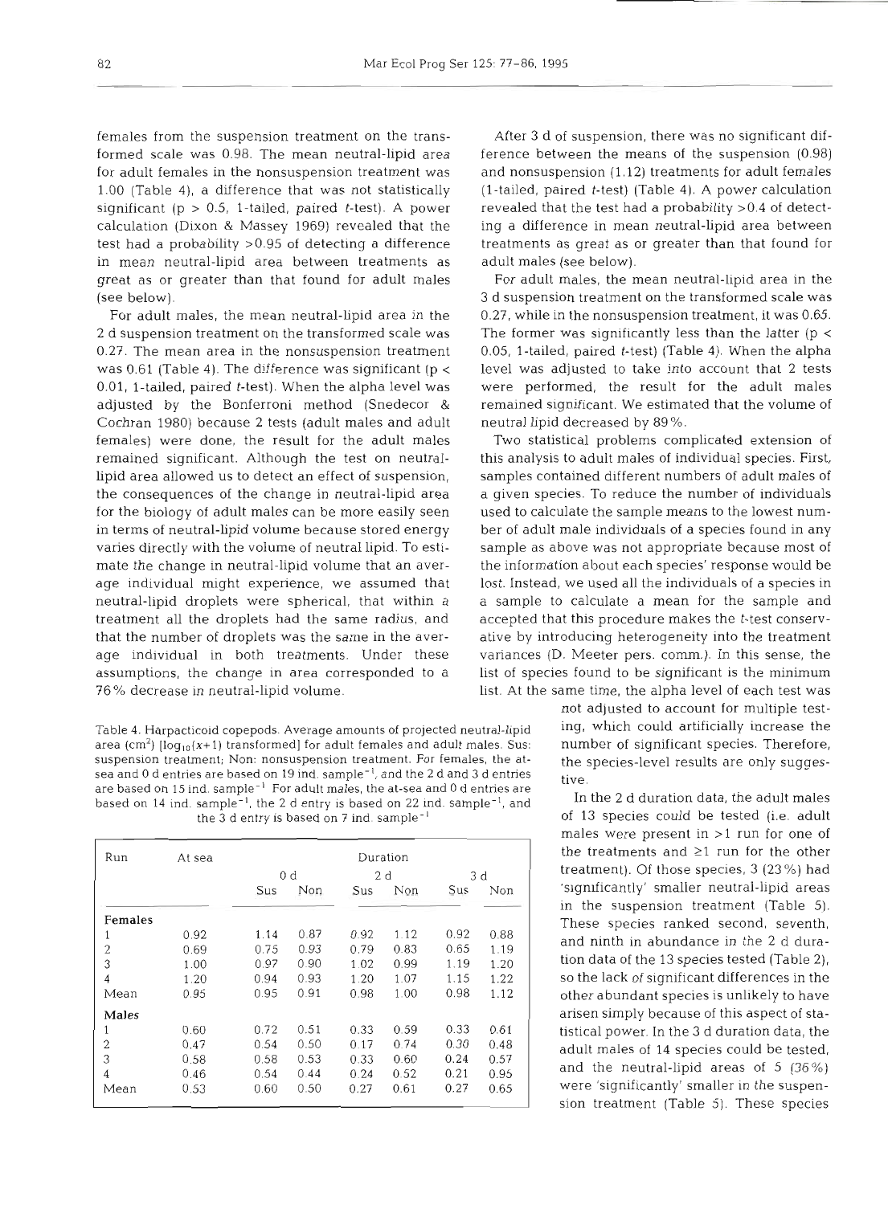females from the suspension treatment on the transformed scale was 0.98. The mean neutral-lipid area for adult females in the nonsuspension treatment was 1.00 (Table 4), a difference that was not statistically significant ($p > 0.5$, 1-tailed, paired $t$-test). A power calculation (Dixon & Massey 1969) revealed that the test had a probability >0.95 of detecting a difference in mean neutral-lipid area between treatments as great as or greater than that found for adult males (see below).

For adult males, the mean neutral-lipid area in the 2 d suspension treatment on the transformed scale was 0.27. The mean area in the nonsuspension treatment was 0.61 (Table 4). The difference was significant ($p < 0.01$, 1-tailed, paired $t$-test). When the alpha level was adjusted by the Bonferroni method (Snedecor & Cochran 1980) because 2 tests (adult males and adult females) were done, the result for the adult males remained significant. Although the test on neutral-lipid area allowed us to detect an effect of suspension, the consequences of the change in neutral-lipid area for the biology of adult males can be more easily seen in terms of neutral-lipid volume because stored energy varies directly with the volume of neutral lipid. To estimate the change in neutral-lipid volume that an average individual might experience, we assumed that neutral-lipid droplets were spherical, that within a treatment all the droplets had the same radius, and that the number of droplets was the same in the average individual in both treatments. Under these assumptions, the change in area corresponded to a 76% decrease in neutral-lipid volume.

After 3 d of suspension, there was no significant difference between the means of the suspension (0.98) and nonsuspension (1.12) treatments for adult females (1-tailed, paired $t$-test) (Table 4). A power calculation revealed that the test had a probability >0.4 of detecting a difference in mean neutral-lipid area between treatments as great as or greater than that found for adult males (see below).

For adult males, the mean neutral-lipid area in the 3 d suspension treatment on the transformed scale was 0.27, while in the nonsuspension treatment, it was 0.65. The former was significantly less than the latter ($p < 0.05$, 1-tailed, paired $t$-test) (Table 4). When the alpha level was adjusted to take into account that 2 tests were performed, the result for the adult males remained significant. We estimated that the volume of neutral lipid decreased by 89%.

Two statistical problems complicated extension of this analysis to adult males of individual species. First, samples contained different numbers of adult males of a given species. To reduce the number of individuals used to calculate the sample means to the lowest number of adult male individuals of a species found in any sample as above was not appropriate because most of the information about each species' response would be lost. Instead, we used all the individuals of a species in a sample to calculate a mean for the sample and accepted that this procedure makes the $t$-test conservative by introducing heterogeneity into the treatment variances (D. Meeter pers. comm.). In this sense, the list of species found to be significant is the minimum list. At the same time, the alpha level of each test was not adjusted to account for multiple testing, which could artificially increase the number of significant species. Therefore, the species-level results are only suggestive.

In the 2 d duration data, the adult males of 13 species could be tested (i.e. adult males were present in >1 run for one of the treatments and ≥1 run for the other treatment). Of those species, 3 (23%) had 'significantly' smaller neutral-lipid areas in the suspension treatment (Table 5). These species ranked second, seventh, and ninth in abundance in the 2 d duration data of the 13 species tested (Table 2), so the lack of significant differences in the other abundant species is unlikely to have arisen simply because of this aspect of statistical power. In the 3 d duration data, the adult males of 14 species could be tested, and the neutral-lipid areas of 5 (36%) were 'significantly' smaller in the suspension treatment (Table 5). These species

Table 4. Harpacticoid copepods. Average amounts of projected neutral-lipid area (cm$^2$) [$\log_{10}(x+1)$ transformed] for adult females and adult males. Sus: suspension treatment; Non: nonsuspension treatment. For females, the at-sea and 0 d entries are based on 19 ind. sample$^{-1}$, and the 2 d and 3 d entries are based on 15 ind. sample$^{-1}$. For adult males, the at-sea and 0 d entries are based on 14 ind. sample$^{-1}$, the 2 d entry is based on 22 ind. sample$^{-1}$, and the 3 d entry is based on 7 ind. sample$^{-1}$

| Run | At sea | Duration | | | | | |
|---|---|---|---|---|---|---|---|
| | | 0 d | | 2 d | | 3 d | |
| | | Sus | Non | Sus | Non | Sus | Non |
| **Females** | | | | | | | |
| 1 | 0.92 | 1.14 | 0.87 | 0.92 | 1.12 | 0.92 | 0.88 |
| 2 | 0.69 | 0.75 | 0.93 | 0.79 | 0.83 | 0.65 | 1.19 |
| 3 | 1.00 | 0.97 | 0.90 | 1.02 | 0.99 | 1.19 | 1.20 |
| 4 | 1.20 | 0.94 | 0.93 | 1.20 | 1.07 | 1.15 | 1.22 |
| Mean | 0.95 | 0.95 | 0.91 | 0.98 | 1.00 | 0.98 | 1.12 |
| **Males** | | | | | | | |
| 1 | 0.60 | 0.72 | 0.51 | 0.33 | 0.59 | 0.33 | 0.61 |
| 2 | 0.47 | 0.54 | 0.50 | 0.17 | 0.74 | 0.30 | 0.48 |
| 3 | 0.58 | 0.58 | 0.53 | 0.33 | 0.60 | 0.24 | 0.57 |
| 4 | 0.46 | 0.54 | 0.44 | 0.24 | 0.52 | 0.21 | 0.95 |
| Mean | 0.53 | 0.60 | 0.50 | 0.27 | 0.61 | 0.27 | 0.65 |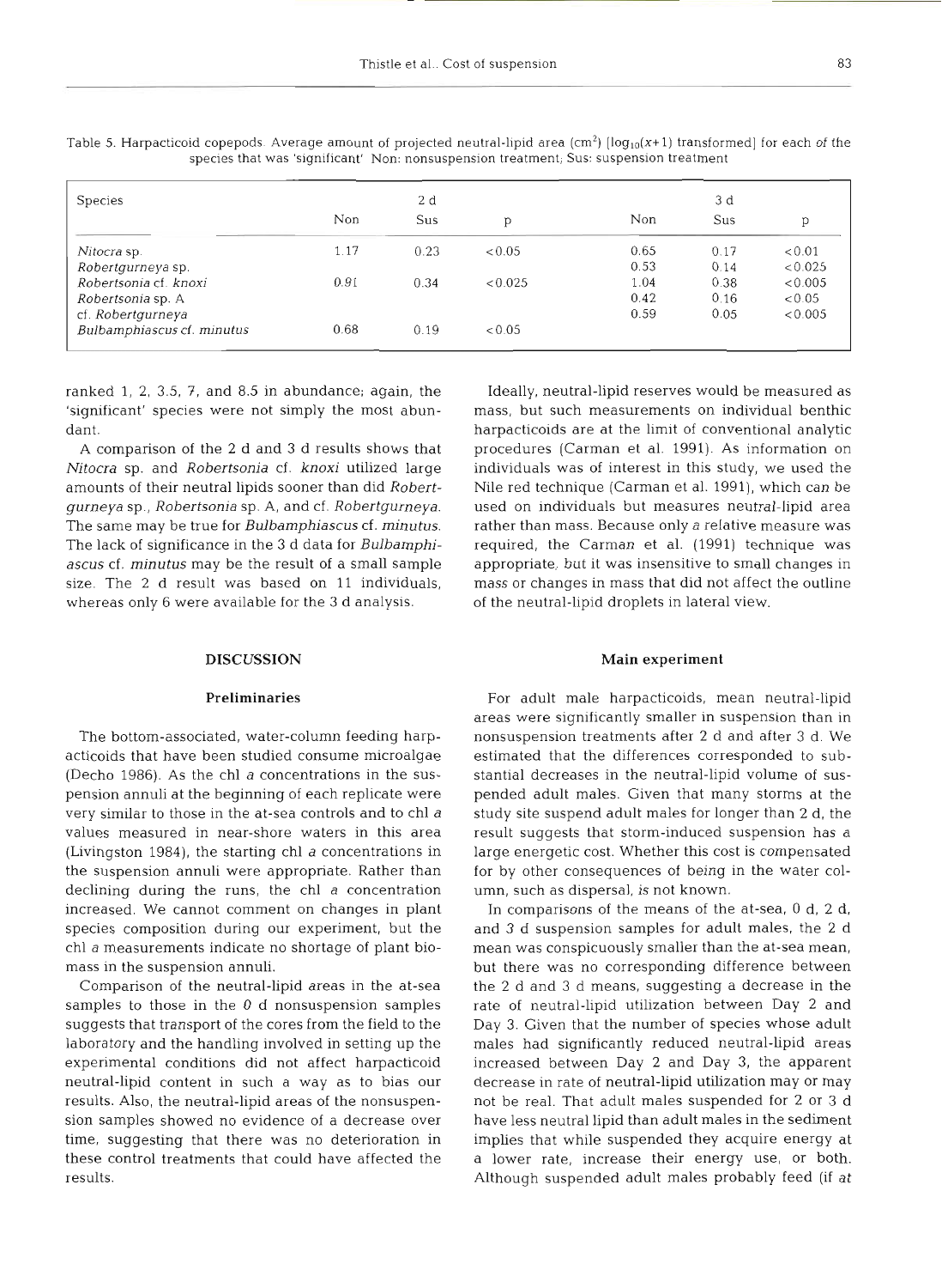Table 5. Harpacticoid copepods. Average amount of projected neutral-lipid area ($cm^2$) [$\log_{10}(x+1)$ transformed] for each of the species that was 'significant'. Non: nonsuspension treatment; Sus: suspension treatment

| Species | 2 d | | | 3 d | | |
|---|---|---|---|---|---|---|
| | Non | Sus | p | Non | Sus | p |
| *Nitocra* sp. | 1.17 | 0.23 | <0.05 | 0.65 | 0.17 | <0.01 |
| *Robertgurneya* sp. | | | | 0.53 | 0.14 | <0.025 |
| *Robertsonia* cf. *knoxi* | 0.91 | 0.34 | <0.025 | 1.04 | 0.38 | <0.005 |
| *Robertsonia* sp. A | | | | 0.42 | 0.16 | <0.05 |
| cf. *Robertgurneya* | | | | 0.59 | 0.05 | <0.005 |
| *Bulbamphiascus* cf. *minutus* | 0.68 | 0.19 | <0.05 | | | |

ranked 1, 2, 3.5, 7, and 8.5 in abundance; again, the 'significant' species were not simply the most abundant.

A comparison of the 2 d and 3 d results shows that *Nitocra* sp. and *Robertsonia* cf. *knoxi* utilized large amounts of their neutral lipids sooner than did *Robertgurneya* sp., *Robertsonia* sp. A, and cf. *Robertgurneya*. The same may be true for *Bulbamphiascus* cf. *minutus*. The lack of significance in the 3 d data for *Bulbamphiascus* cf. *minutus* may be the result of a small sample size. The 2 d result was based on 11 individuals, whereas only 6 were available for the 3 d analysis.

## DISCUSSION

### Preliminaries

The bottom-associated, water-column feeding harpacticoids that have been studied consume microalgae (Decho 1986). As the chl *a* concentrations in the suspension annuli at the beginning of each replicate were very similar to those in the at-sea controls and to chl *a* values measured in near-shore waters in this area (Livingston 1984), the starting chl *a* concentrations in the suspension annuli were appropriate. Rather than declining during the runs, the chl *a* concentration increased. We cannot comment on changes in plant species composition during our experiment, but the chl *a* measurements indicate no shortage of plant biomass in the suspension annuli.

Comparison of the neutral-lipid areas in the at-sea samples to those in the 0 d nonsuspension samples suggests that transport of the cores from the field to the laboratory and the handling involved in setting up the experimental conditions did not affect harpacticoid neutral-lipid content in such a way as to bias our results. Also, the neutral-lipid areas of the nonsuspension samples showed no evidence of a decrease over time, suggesting that there was no deterioration in these control treatments that could have affected the results.

Ideally, neutral-lipid reserves would be measured as mass, but such measurements on individual benthic harpacticoids are at the limit of conventional analytic procedures (Carman et al. 1991). As information on individuals was of interest in this study, we used the Nile red technique (Carman et al. 1991), which can be used on individuals but measures neutral-lipid area rather than mass. Because only a relative measure was required, the Carman et al. (1991) technique was appropriate, but it was insensitive to small changes in mass or changes in mass that did not affect the outline of the neutral-lipid droplets in lateral view.

### Main experiment

For adult male harpacticoids, mean neutral-lipid areas were significantly smaller in suspension than in nonsuspension treatments after 2 d and after 3 d. We estimated that the differences corresponded to substantial decreases in the neutral-lipid volume of suspended adult males. Given that many storms at the study site suspend adult males for longer than 2 d, the result suggests that storm-induced suspension has a large energetic cost. Whether this cost is compensated for by other consequences of being in the water column, such as dispersal, is not known.

In comparisons of the means of the at-sea, 0 d, 2 d, and 3 d suspension samples for adult males, the 2 d mean was conspicuously smaller than the at-sea mean, but there was no corresponding difference between the 2 d and 3 d means, suggesting a decrease in the rate of neutral-lipid utilization between Day 2 and Day 3. Given that the number of species whose adult males had significantly reduced neutral-lipid areas increased between Day 2 and Day 3, the apparent decrease in rate of neutral-lipid utilization may or may not be real. That adult males suspended for 2 or 3 d have less neutral lipid than adult males in the sediment implies that while suspended they acquire energy at a lower rate, increase their energy use, or both. Although suspended adult males probably feed (if at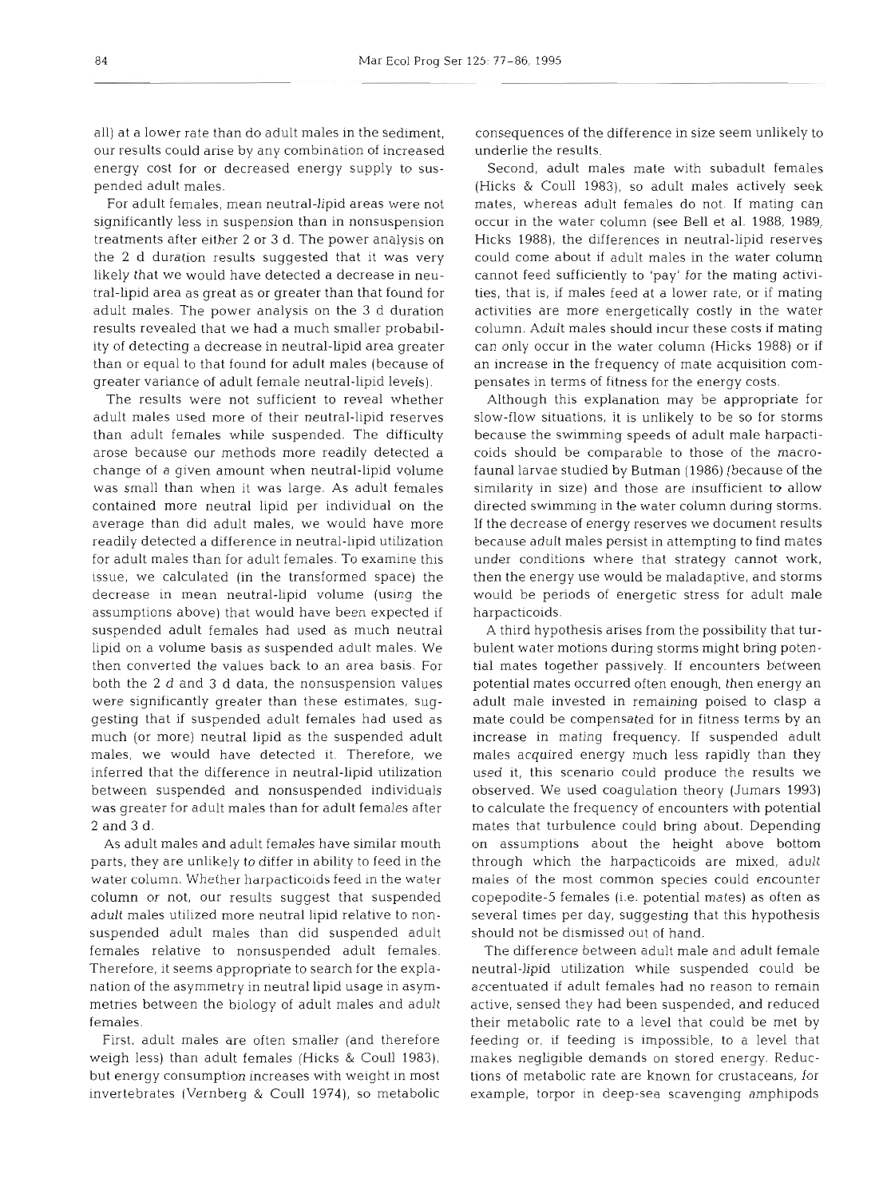all) at a lower rate than do adult males in the sediment, our results could arise by any combination of increased energy cost for or decreased energy supply to suspended adult males.

For adult females, mean neutral-lipid areas were not significantly less in suspension than in nonsuspension treatments after either 2 or 3 d. The power analysis on the 2 d duration results suggested that it was very likely that we would have detected a decrease in neutral-lipid area as great as or greater than that found for adult males. The power analysis on the 3 d duration results revealed that we had a much smaller probability of detecting a decrease in neutral-lipid area greater than or equal to that found for adult males (because of greater variance of adult female neutral-lipid levels).

The results were not sufficient to reveal whether adult males used more of their neutral-lipid reserves than adult females while suspended. The difficulty arose because our methods more readily detected a change of a given amount when neutral-lipid volume was small than when it was large. As adult females contained more neutral lipid per individual on the average than did adult males, we would have more readily detected a difference in neutral-lipid utilization for adult males than for adult females. To examine this issue, we calculated (in the transformed space) the decrease in mean neutral-lipid volume (using the assumptions above) that would have been expected if suspended adult females had used as much neutral lipid on a volume basis as suspended adult males. We then converted the values back to an area basis. For both the 2 d and 3 d data, the nonsuspension values were significantly greater than these estimates, suggesting that if suspended adult females had used as much (or more) neutral lipid as the suspended adult males, we would have detected it. Therefore, we inferred that the difference in neutral-lipid utilization between suspended and nonsuspended individuals was greater for adult males than for adult females after 2 and 3 d.

As adult males and adult females have similar mouth parts, they are unlikely to differ in ability to feed in the water column. Whether harpacticoids feed in the water column or not, our results suggest that suspended adult males utilized more neutral lipid relative to nonsuspended adult males than did suspended adult females relative to nonsuspended adult females. Therefore, it seems appropriate to search for the explanation of the asymmetry in neutral lipid usage in asymmetries between the biology of adult males and adult females.

First, adult males are often smaller (and therefore weigh less) than adult females (Hicks & Coull 1983), but energy consumption increases with weight in most invertebrates (Vernberg & Coull 1974), so metabolic consequences of the difference in size seem unlikely to underlie the results.

Second, adult males mate with subadult females (Hicks & Coull 1983), so adult males actively seek mates, whereas adult females do not. If mating can occur in the water column (see Bell et al. 1988, 1989, Hicks 1988), the differences in neutral-lipid reserves could come about if adult males in the water column cannot feed sufficiently to 'pay' for the mating activities, that is, if males feed at a lower rate, or if mating activities are more energetically costly in the water column. Adult males should incur these costs if mating can only occur in the water column (Hicks 1988) or if an increase in the frequency of mate acquisition compensates in terms of fitness for the energy costs.

Although this explanation may be appropriate for slow-flow situations, it is unlikely to be so for storms because the swimming speeds of adult male harpacticoids should be comparable to those of the macrofaunal larvae studied by Butman (1986) (because of the similarity in size) and those are insufficient to allow directed swimming in the water column during storms. If the decrease of energy reserves we document results because adult males persist in attempting to find mates under conditions where that strategy cannot work, then the energy use would be maladaptive, and storms would be periods of energetic stress for adult male harpacticoids.

A third hypothesis arises from the possibility that turbulent water motions during storms might bring potential mates together passively. If encounters between potential mates occurred often enough, then energy an adult male invested in remaining poised to clasp a mate could be compensated for in fitness terms by an increase in mating frequency. If suspended adult males acquired energy much less rapidly than they used it, this scenario could produce the results we observed. We used coagulation theory (Jumars 1993) to calculate the frequency of encounters with potential mates that turbulence could bring about. Depending on assumptions about the height above bottom through which the harpacticoids are mixed, adult males of the most common species could encounter copepodite-5 females (i.e. potential mates) as often as several times per day, suggesting that this hypothesis should not be dismissed out of hand.

The difference between adult male and adult female neutral-lipid utilization while suspended could be accentuated if adult females had no reason to remain active, sensed they had been suspended, and reduced their metabolic rate to a level that could be met by feeding or, if feeding is impossible, to a level that makes negligible demands on stored energy. Reductions of metabolic rate are known for crustaceans, for example, torpor in deep-sea scavenging amphipods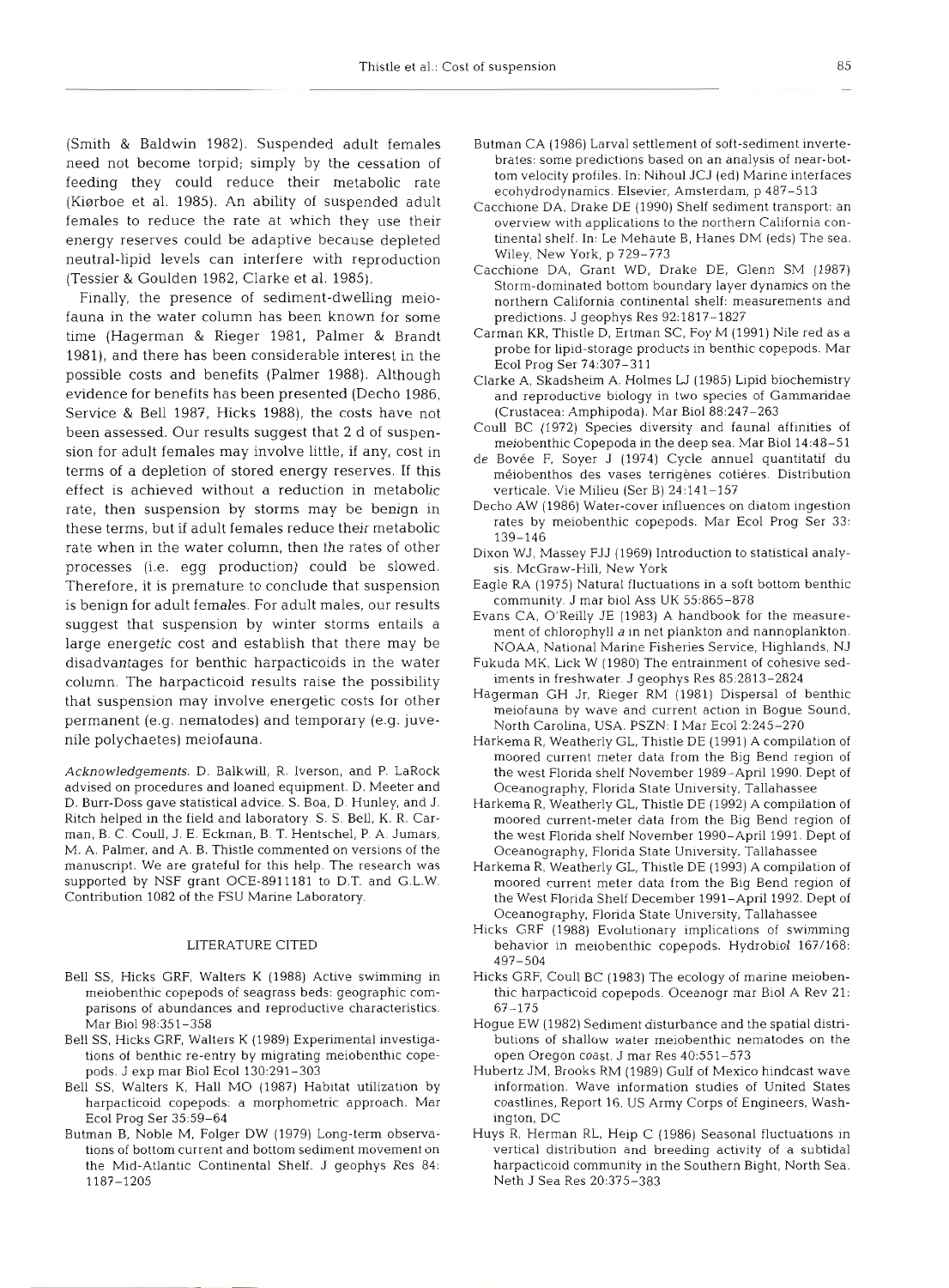(Smith & Baldwin 1982). Suspended adult females need not become torpid; simply by the cessation of feeding they could reduce their metabolic rate (Kiørboe et al. 1985). An ability of suspended adult females to reduce the rate at which they use their energy reserves could be adaptive because depleted neutral-lipid levels can interfere with reproduction (Tessier & Goulden 1982, Clarke et al. 1985).

Finally, the presence of sediment-dwelling meiofauna in the water column has been known for some time (Hagerman & Rieger 1981, Palmer & Brandt 1981), and there has been considerable interest in the possible costs and benefits (Palmer 1988). Although evidence for benefits has been presented (Decho 1986, Service & Bell 1987, Hicks 1988), the costs have not been assessed. Our results suggest that 2 d of suspension for adult females may involve little, if any, cost in terms of a depletion of stored energy reserves. If this effect is achieved without a reduction in metabolic rate, then suspension by storms may be benign in these terms, but if adult females reduce their metabolic rate when in the water column, then the rates of other processes (i.e. egg production) could be slowed. Therefore, it is premature to conclude that suspension is benign for adult females. For adult males, our results suggest that suspension by winter storms entails a large energetic cost and establish that there may be disadvantages for benthic harpacticoids in the water column. The harpacticoid results raise the possibility that suspension may involve energetic costs for other permanent (e.g. nematodes) and temporary (e.g. juvenile polychaetes) meiofauna.

*Acknowledgements.* D. Balkwill, R. Iverson, and P. LaRock advised on procedures and loaned equipment. D. Meeter and D. Burr-Doss gave statistical advice. S. Boa, D. Hunley, and J. Ritch helped in the field and laboratory. S. S. Bell, K. R. Carman, B. C. Coull, J. E. Eckman, B. T. Hentschel, P. A. Jumars, M. A. Palmer, and A. B. Thistle commented on versions of the manuscript. We are grateful for this help. The research was supported by NSF grant OCE-8911181 to D.T. and G.L.W. Contribution 1082 of the FSU Marine Laboratory.

## LITERATURE CITED

Bell SS, Hicks GRF, Walters K (1988) Active swimming in meiobenthic copepods of seagrass beds: geographic comparisons of abundances and reproductive characteristics. Mar Biol 98:351–358

Bell SS, Hicks GRF, Walters K (1989) Experimental investigations of benthic re-entry by migrating meiobenthic copepods. J exp mar Biol Ecol 130:291–303

Bell SS, Walters K, Hall MO (1987) Habitat utilization by harpacticoid copepods: a morphometric approach. Mar Ecol Prog Ser 35:59–64

Butman B, Noble M, Folger DW (1979) Long-term observations of bottom current and bottom sediment movement on the Mid-Atlantic Continental Shelf. J geophys Res 84:1187–1205

Butman CA (1986) Larval settlement of soft-sediment invertebrates: some predictions based on an analysis of near-bottom velocity profiles. In: Nihoul JCJ (ed) Marine interfaces ecohydrodynamics. Elsevier, Amsterdam, p 487–513

Cacchione DA, Drake DE (1990) Shelf sediment transport: an overview with applications to the northern California continental shelf. In: Le Mehaute B, Hanes DM (eds) The sea. Wiley, New York, p 729–773

Cacchione DA, Grant WD, Drake DE, Glenn SM (1987) Storm-dominated bottom boundary layer dynamics on the northern California continental shelf: measurements and predictions. J geophys Res 92:1817–1827

Carman KR, Thistle D, Ertman SC, Foy M (1991) Nile red as a probe for lipid-storage products in benthic copepods. Mar Ecol Prog Ser 74:307–311

Clarke A, Skadsheim A, Holmes LJ (1985) Lipid biochemistry and reproductive biology in two species of Gammaridae (Crustacea: Amphipoda). Mar Biol 88:247–263

Coull BC (1972) Species diversity and faunal affinities of meiobenthic Copepoda in the deep sea. Mar Biol 14:48–51

de Bovée F, Soyer J (1974) Cycle annuel quantitatif du méiobenthos des vases terrigènes cotières. Distribution verticale. Vie Milieu (Ser B) 24:141–157

Decho AW (1986) Water-cover influences on diatom ingestion rates by meiobenthic copepods. Mar Ecol Prog Ser 33:139–146

Dixon WJ, Massey FJJ (1969) Introduction to statistical analysis. McGraw-Hill, New York

Eagle RA (1975) Natural fluctuations in a soft bottom benthic community. J mar biol Ass UK 55:865–878

Evans CA, O'Reilly JE (1983) A handbook for the measurement of chlorophyll *a* in net plankton and nannoplankton. NOAA, National Marine Fisheries Service, Highlands, NJ

Fukuda MK, Lick W (1980) The entrainment of cohesive sediments in freshwater. J geophys Res 85:2813–2824

Hagerman GH Jr, Rieger RM (1981) Dispersal of benthic meiofauna by wave and current action in Bogue Sound, North Carolina, USA. PSZN: I Mar Ecol 2:245–270

Harkema R, Weatherly GL, Thistle DE (1991) A compilation of moored current meter data from the Big Bend region of the west Florida shelf November 1989–April 1990. Dept of Oceanography, Florida State University, Tallahassee

Harkema R, Weatherly GL, Thistle DE (1992) A compilation of moored current-meter data from the Big Bend region of the west Florida shelf November 1990–April 1991. Dept of Oceanography, Florida State University, Tallahassee

Harkema R, Weatherly GL, Thistle DE (1993) A compilation of moored current meter data from the Big Bend region of the West Florida Shelf December 1991–April 1992. Dept of Oceanography, Florida State University, Tallahassee

Hicks GRF (1988) Evolutionary implications of swimming behavior in meiobenthic copepods. Hydrobiol 167/168:497–504

Hicks GRF, Coull BC (1983) The ecology of marine meiobenthic harpacticoid copepods. Oceanogr mar Biol A Rev 21:67–175

Hogue EW (1982) Sediment disturbance and the spatial distributions of shallow water meiobenthic nematodes on the open Oregon coast. J mar Res 40:551–573

Hubertz JM, Brooks RM (1989) Gulf of Mexico hindcast wave information. Wave information studies of United States coastlines, Report 16. US Army Corps of Engineers, Washington, DC

Huys R, Herman RL, Heip C (1986) Seasonal fluctuations in vertical distribution and breeding activity of a subtidal harpacticoid community in the Southern Bight, North Sea. Neth J Sea Res 20:375–383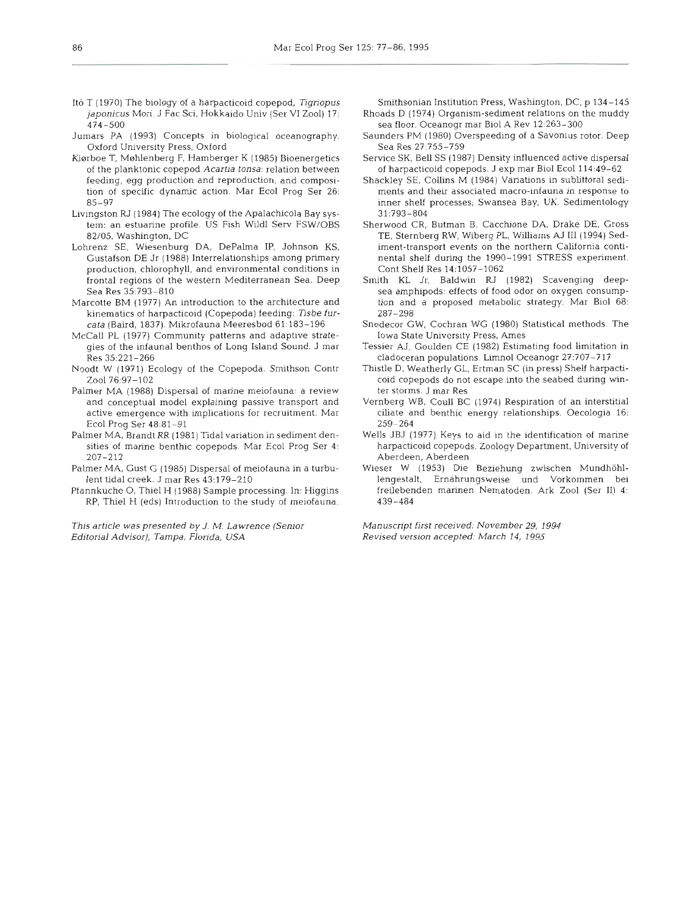Itô T (1970) The biology of a harpacticoid copepod, *Tigriopus japonicus* Mori. J Fac Sci, Hokkaido Univ (Ser VI Zool) 17: 474–500

Jumars PA (1993) Concepts in biological oceanography. Oxford University Press, Oxford

Kiørboe T, Møhlenberg F, Hamberger K (1985) Bioenergetics of the planktonic copepod *Acartia tonsa*: relation between feeding, egg production and reproduction, and composition of specific dynamic action. Mar Ecol Prog Ser 26: 85–97

Livingston RJ (1984) The ecology of the Apalachicola Bay system: an estuarine profile. US Fish Wildl Serv FSW/OBS 82/05, Washington, DC

Lohrenz SE, Wiesenburg DA, DePalma IP, Johnson KS, Gustafson DE Jr (1988) Interrelationships among primary production, chlorophyll, and environmental conditions in frontal regions of the western Mediterranean Sea. Deep Sea Res 35:793–810

Marcotte BM (1977) An introduction to the architecture and kinematics of harpacticoid (Copepoda) feeding: *Tisbe furcata* (Baird, 1837). Mikrofauna Meeresbod 61:183–196

McCall PL (1977) Community patterns and adaptive strategies of the infaunal benthos of Long Island Sound. J mar Res 35:221–266

Noodt W (1971) Ecology of the Copepoda. Smithson Contr Zool 76:97–102

Palmer MA (1988) Dispersal of marine meiofauna: a review and conceptual model explaining passive transport and active emergence with implications for recruitment. Mar Ecol Prog Ser 48:81–91

Palmer MA, Brandt RR (1981) Tidal variation in sediment densities of marine benthic copepods. Mar Ecol Prog Ser 4: 207–212

Palmer MA, Gust G (1985) Dispersal of meiofauna in a turbulent tidal creek. J mar Res 43:179–210

Pfannkuche O, Thiel H (1988) Sample processing. In: Higgins RP, Thiel H (eds) Introduction to the study of meiofauna. Smithsonian Institution Press, Washington, DC, p 134–145

Rhoads D (1974) Organism-sediment relations on the muddy sea floor. Oceanogr mar Biol A Rev 12:263–300

Saunders PM (1980) Overspeeding of a Savonius rotor. Deep Sea Res 27:755–759

Service SK, Bell SS (1987) Density influenced active dispersal of harpacticoid copepods. J exp mar Biol Ecol 114:49–62

Shackley SE, Collins M (1984) Variations in sublittoral sediments and their associated macro-infauna in response to inner shelf processes; Swansea Bay, UK. Sedimentology 31:793–804

Sherwood CR, Butman B, Cacchione DA, Drake DE, Gross TE, Sternberg RW, Wiberg PL, Williams AJ III (1994) Sediment-transport events on the northern California continental shelf during the 1990–1991 STRESS experiment. Cont Shelf Res 14:1057–1062

Smith KL Jr, Baldwin RJ (1982) Scavenging deep-sea amphipods: effects of food odor on oxygen consumption and a proposed metabolic strategy. Mar Biol 68: 287–298

Snedecor GW, Cochran WG (1980) Statistical methods. The Iowa State University Press, Ames

Tessier AJ, Goulden CE (1982) Estimating food limitation in cladoceran populations. Limnol Oceanogr 27:707–717

Thistle D, Weatherly GL, Ertman SC (in press) Shelf harpacticoid copepods do not escape into the seabed during winter storms. J mar Res

Vernberg WB, Coull BC (1974) Respiration of an interstitial ciliate and benthic energy relationships. Oecologia 16: 259–264

Wells JBJ (1977) Keys to aid in the identification of marine harpacticoid copepods. Zoology Department, University of Aberdeen, Aberdeen

Wieser W (1953) Die Beziehung zwischen Mundhöhlengestalt, Ernährungsweise und Vorkommen bei freilebenden marinen Nematoden. Ark Zool (Ser II) 4: 439–484

*This article was presented by J. M. Lawrence (Senior Editorial Advisor), Tampa, Florida, USA*

*Manuscript first received: November 29, 1994*
*Revised version accepted: March 14, 1995*